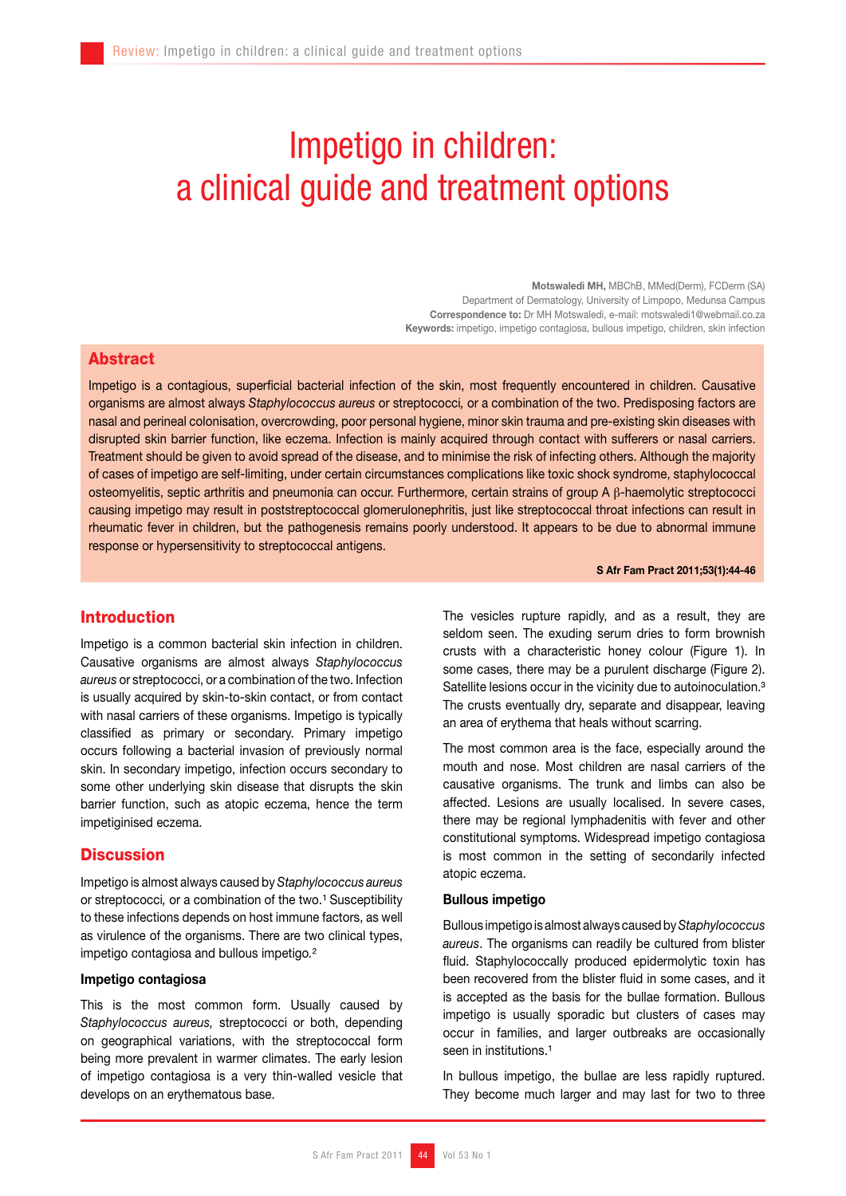# Impetigo in children: a clinical guide and treatment options

**Motswaledi MH,** MBChB, MMed(Derm), FCDerm (SA)
Department of Dermatology, University of Limpopo, Medunsa Campus
**Correspondence to:** Dr MH Motswaledi, e-mail: motswaledi1@webmail.co.za
**Keywords:** impetigo, impetigo contagiosa, bullous impetigo, children, skin infection

## Abstract

Impetigo is a contagious, superficial bacterial infection of the skin, most frequently encountered in children. Causative organisms are almost always *Staphylococcus aureus* or streptococci, or a combination of the two. Predisposing factors are nasal and perineal colonisation, overcrowding, poor personal hygiene, minor skin trauma and pre-existing skin diseases with disrupted skin barrier function, like eczema. Infection is mainly acquired through contact with sufferers or nasal carriers. Treatment should be given to avoid spread of the disease, and to minimise the risk of infecting others. Although the majority of cases of impetigo are self-limiting, under certain circumstances complications like toxic shock syndrome, staphylococcal osteomyelitis, septic arthritis and pneumonia can occur. Furthermore, certain strains of group A β-haemolytic streptococci causing impetigo may result in poststreptococcal glomerulonephritis, just like streptococcal throat infections can result in rheumatic fever in children, but the pathogenesis remains poorly understood. It appears to be due to abnormal immune response or hypersensitivity to streptococcal antigens.

**S Afr Fam Pract 2011;53(1):44-46**

## Introduction

Impetigo is a common bacterial skin infection in children. Causative organisms are almost always *Staphylococcus aureus* or streptococci, or a combination of the two. Infection is usually acquired by skin-to-skin contact, or from contact with nasal carriers of these organisms. Impetigo is typically classified as primary or secondary. Primary impetigo occurs following a bacterial invasion of previously normal skin. In secondary impetigo, infection occurs secondary to some other underlying skin disease that disrupts the skin barrier function, such as atopic eczema, hence the term impetiginised eczema.

## Discussion

Impetigo is almost always caused by *Staphylococcus aureus* or streptococci, or a combination of the two.[1] Susceptibility to these infections depends on host immune factors, as well as virulence of the organisms. There are two clinical types, impetigo contagiosa and bullous impetigo.[2]

### Impetigo contagiosa

This is the most common form. Usually caused by *Staphylococcus aureus,* streptococci or both, depending on geographical variations, with the streptococcal form being more prevalent in warmer climates. The early lesion of impetigo contagiosa is a very thin-walled vesicle that develops on an erythematous base.

The vesicles rupture rapidly, and as a result, they are seldom seen. The exuding serum dries to form brownish crusts with a characteristic honey colour (Figure 1). In some cases, there may be a purulent discharge (Figure 2). Satellite lesions occur in the vicinity due to autoinoculation.[3] The crusts eventually dry, separate and disappear, leaving an area of erythema that heals without scarring.

The most common area is the face, especially around the mouth and nose. Most children are nasal carriers of the causative organisms. The trunk and limbs can also be affected. Lesions are usually localised. In severe cases, there may be regional lymphadenitis with fever and other constitutional symptoms. Widespread impetigo contagiosa is most common in the setting of secondarily infected atopic eczema.

### Bullous impetigo

Bullous impetigo is almost always caused by *Staphylococcus aureus*. The organisms can readily be cultured from blister fluid. Staphylococcally produced epidermolytic toxin has been recovered from the blister fluid in some cases, and it is accepted as the basis for the bullae formation. Bullous impetigo is usually sporadic but clusters of cases may occur in families, and larger outbreaks are occasionally seen in institutions.[1]

In bullous impetigo, the bullae are less rapidly ruptured. They become much larger and may last for two to three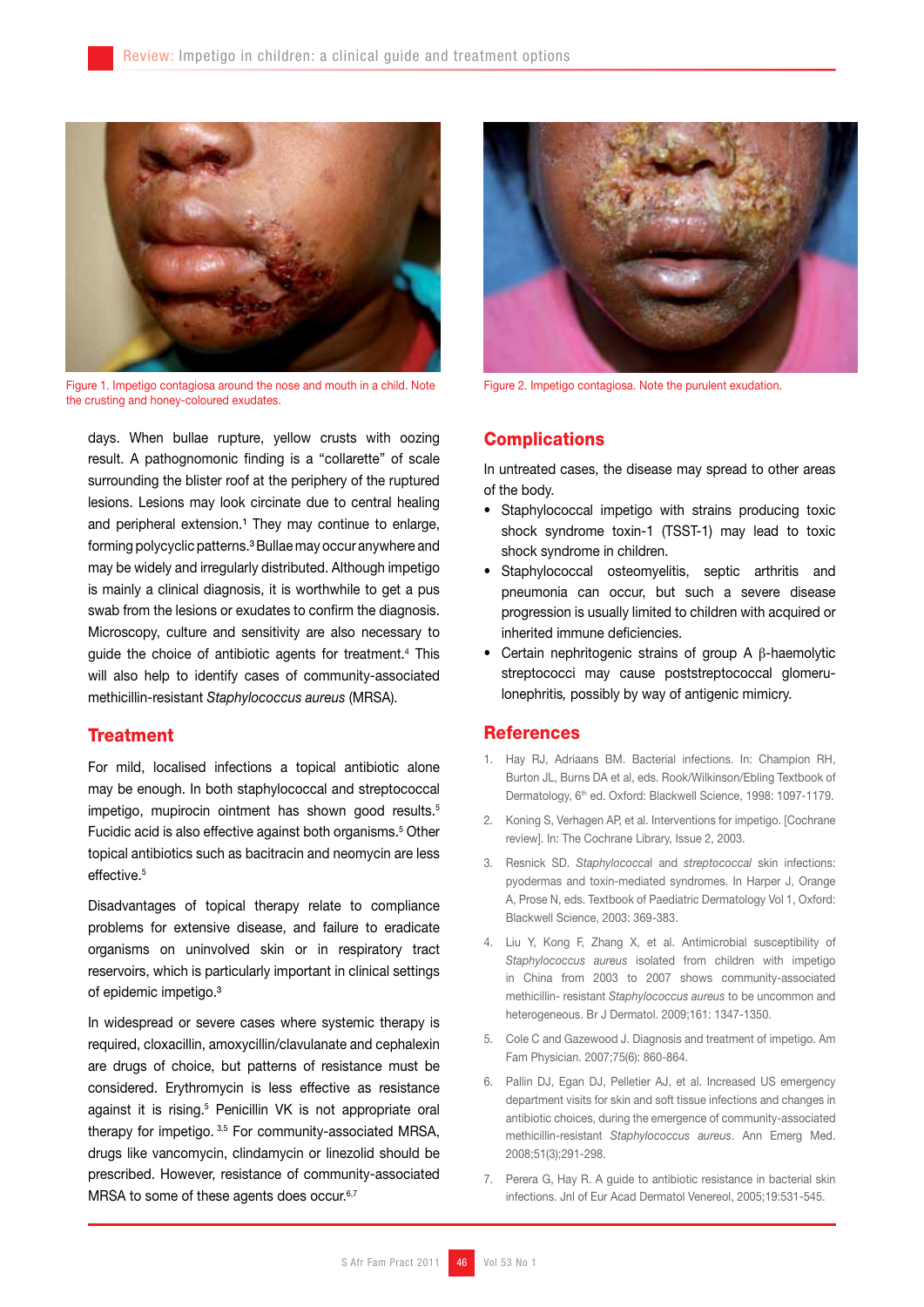Figure 1. Impetigo contagiosa around the nose and mouth in a child. Note the crusting and honey-coloured exudates.

Figure 2. Impetigo contagiosa. Note the purulent exudation.

days. When bullae rupture, yellow crusts with oozing result. A pathognomonic finding is a "collarette" of scale surrounding the blister roof at the periphery of the ruptured lesions. Lesions may look circinate due to central healing and peripheral extension.[1] They may continue to enlarge, forming polycyclic patterns.[3] Bullae may occur anywhere and may be widely and irregularly distributed. Although impetigo is mainly a clinical diagnosis, it is worthwhile to get a pus swab from the lesions or exudates to confirm the diagnosis. Microscopy, culture and sensitivity are also necessary to guide the choice of antibiotic agents for treatment.[4] This will also help to identify cases of community-associated methicillin-resistant *Staphylococcus aureus* (MRSA).

## Treatment

For mild, localised infections a topical antibiotic alone may be enough. In both staphylococcal and streptococcal impetigo, mupirocin ointment has shown good results.[5] Fucidic acid is also effective against both organisms.[5] Other topical antibiotics such as bacitracin and neomycin are less effective.[5]

Disadvantages of topical therapy relate to compliance problems for extensive disease, and failure to eradicate organisms on uninvolved skin or in respiratory tract reservoirs, which is particularly important in clinical settings of epidemic impetigo.[3]

In widespread or severe cases where systemic therapy is required, cloxacillin, amoxycillin/clavulanate and cephalexin are drugs of choice, but patterns of resistance must be considered. Erythromycin is less effective as resistance against it is rising.[5] Penicillin VK is not appropriate oral therapy for impetigo.[3,5] For community-associated MRSA, drugs like vancomycin, clindamycin or linezolid should be prescribed. However, resistance of community-associated MRSA to some of these agents does occur.[6,7]

## Complications

In untreated cases, the disease may spread to other areas of the body.

- Staphylococcal impetigo with strains producing toxic shock syndrome toxin-1 (TSST-1) may lead to toxic shock syndrome in children.
- Staphylococcal osteomyelitis, septic arthritis and pneumonia can occur, but such a severe disease progression is usually limited to children with acquired or inherited immune deficiencies.
- Certain nephritogenic strains of group A β-haemolytic streptococci may cause poststreptococcal glomerulonephritis, possibly by way of antigenic mimicry.

## References

1. Hay RJ, Adriaans BM. Bacterial infections. In: Champion RH, Burton JL, Burns DA et al, eds. Rook/Wilkinson/Ebling Textbook of Dermatology, 6th ed. Oxford: Blackwell Science, 1998: 1097-1179.
2. Koning S, Verhagen AP, et al. Interventions for impetigo. [Cochrane review]. In: The Cochrane Library, Issue 2, 2003.
3. Resnick SD. *Staphylococcal* and *streptococcal* skin infections: pyodermas and toxin-mediated syndromes. In Harper J, Orange A, Prose N, eds. Textbook of Paediatric Dermatology Vol 1, Oxford: Blackwell Science, 2003: 369-383.
4. Liu Y, Kong F, Zhang X, et al. Antimicrobial susceptibility of *Staphylococcus aureus* isolated from children with impetigo in China from 2003 to 2007 shows community-associated methicillin- resistant *Staphylococcus aureus* to be uncommon and heterogeneous. Br J Dermatol. 2009;161: 1347-1350.
5. Cole C and Gazewood J. Diagnosis and treatment of impetigo. Am Fam Physician. 2007;75(6): 860-864.
6. Pallin DJ, Egan DJ, Pelletier AJ, et al. Increased US emergency department visits for skin and soft tissue infections and changes in antibiotic choices, during the emergence of community-associated methicillin-resistant *Staphylococcus aureus*. Ann Emerg Med. 2008;51(3);291-298.
7. Perera G, Hay R. A guide to antibiotic resistance in bacterial skin infections. Jnl of Eur Acad Dermatol Venereol, 2005;19:531-545.